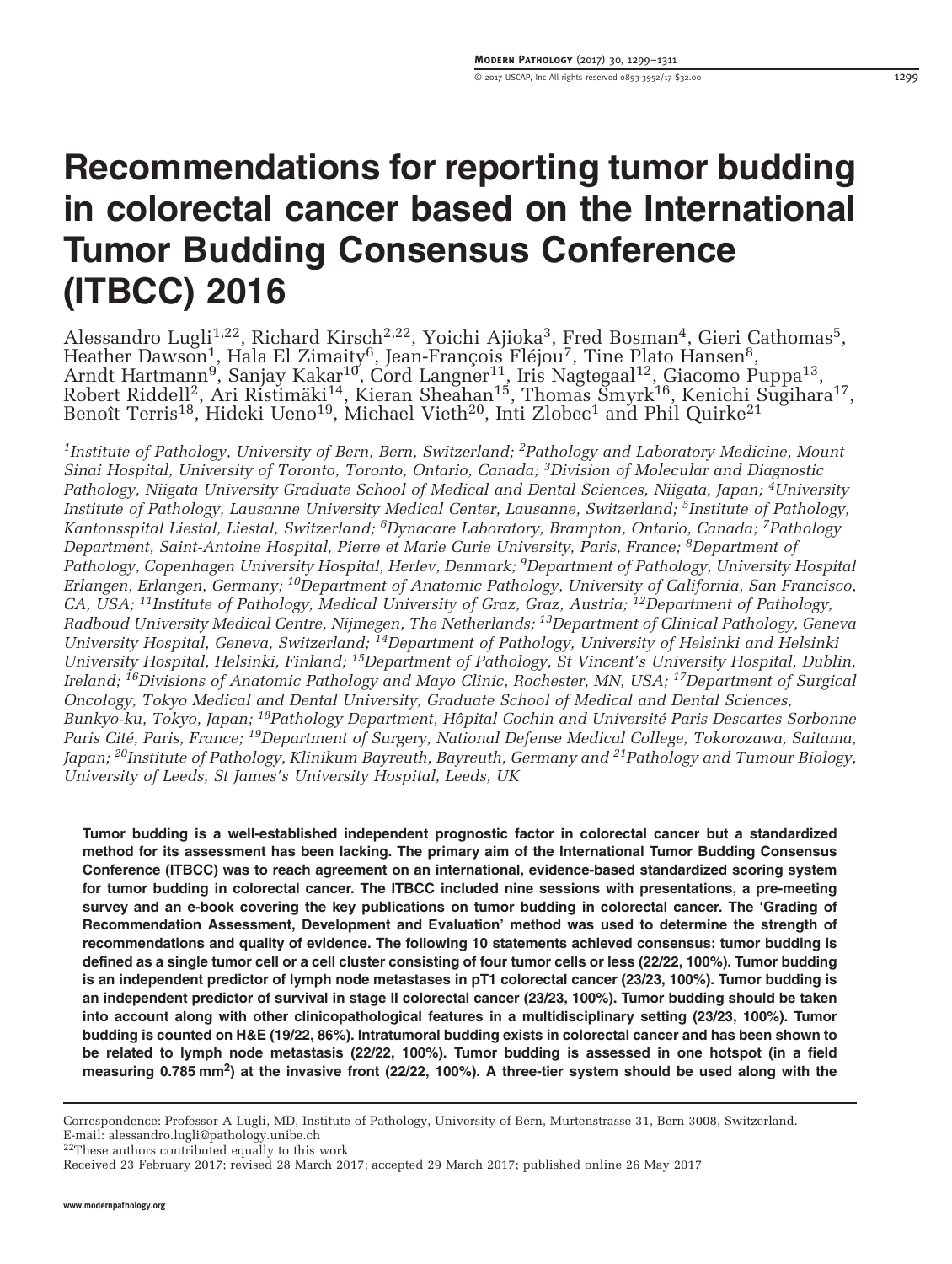# Recommendations for reporting tumor budding in colorectal cancer based on the International Tumor Budding Consensus Conference (ITBCC) 2016

Alessandro Lugli[1,22], Richard Kirsch[2,22], Yoichi Ajioka[3], Fred Bosman[4], Gieri Cathomas[5], Heather Dawson[1], Hala El Zimaity[6], Jean-François Fléjou[7], Tine Plato Hansen[8], Arndt Hartmann[9], Sanjay Kakar[10], Cord Langner[11], Iris Nagtegaal[12], Giacomo Puppa[13], Robert Riddell[2], Ari Ristimäki[14], Kieran Sheahan[15], Thomas Smyrk[16], Kenichi Sugihara[17], Benoît Terris[18], Hideki Ueno[19], Michael Vieth[20], Inti Zlobec[1] and Phil Quirke[21]

*[1]Institute of Pathology, University of Bern, Bern, Switzerland; [2]Pathology and Laboratory Medicine, Mount Sinai Hospital, University of Toronto, Toronto, Ontario, Canada; [3]Division of Molecular and Diagnostic Pathology, Niigata University Graduate School of Medical and Dental Sciences, Niigata, Japan; [4]University Institute of Pathology, Lausanne University Medical Center, Lausanne, Switzerland; [5]Institute of Pathology, Kantonsspital Liestal, Liestal, Switzerland; [6]Dynacare Laboratory, Brampton, Ontario, Canada; [7]Pathology Department, Saint-Antoine Hospital, Pierre et Marie Curie University, Paris, France; [8]Department of Pathology, Copenhagen University Hospital, Herlev, Denmark; [9]Department of Pathology, University Hospital Erlangen, Erlangen, Germany; [10]Department of Anatomic Pathology, University of California, San Francisco, CA, USA; [11]Institute of Pathology, Medical University of Graz, Graz, Austria; [12]Department of Pathology, Radboud University Medical Centre, Nijmegen, The Netherlands; [13]Department of Clinical Pathology, Geneva University Hospital, Geneva, Switzerland; [14]Department of Pathology, University of Helsinki and Helsinki University Hospital, Helsinki, Finland; [15]Department of Pathology, St Vincent's University Hospital, Dublin, Ireland; [16]Divisions of Anatomic Pathology and Mayo Clinic, Rochester, MN, USA; [17]Department of Surgical Oncology, Tokyo Medical and Dental University, Graduate School of Medical and Dental Sciences, Bunkyo-ku, Tokyo, Japan; [18]Pathology Department, Hôpital Cochin and Université Paris Descartes Sorbonne Paris Cité, Paris, France; [19]Department of Surgery, National Defense Medical College, Tokorozawa, Saitama, Japan; [20]Institute of Pathology, Klinikum Bayreuth, Bayreuth, Germany and [21]Pathology and Tumour Biology, University of Leeds, St James's University Hospital, Leeds, UK*

**Tumor budding is a well-established independent prognostic factor in colorectal cancer but a standardized method for its assessment has been lacking. The primary aim of the International Tumor Budding Consensus Conference (ITBCC) was to reach agreement on an international, evidence-based standardized scoring system for tumor budding in colorectal cancer. The ITBCC included nine sessions with presentations, a pre-meeting survey and an e-book covering the key publications on tumor budding in colorectal cancer. The 'Grading of Recommendation Assessment, Development and Evaluation' method was used to determine the strength of recommendations and quality of evidence. The following 10 statements achieved consensus: tumor budding is defined as a single tumor cell or a cell cluster consisting of four tumor cells or less (22/22, 100%). Tumor budding is an independent predictor of lymph node metastases in pT1 colorectal cancer (23/23, 100%). Tumor budding is an independent predictor of survival in stage II colorectal cancer (23/23, 100%). Tumor budding should be taken into account along with other clinicopathological features in a multidisciplinary setting (23/23, 100%). Tumor budding is counted on H&E (19/22, 86%). Intratumoral budding exists in colorectal cancer and has been shown to be related to lymph node metastasis (22/22, 100%). Tumor budding is assessed in one hotspot (in a field measuring 0.785 mm$^2$) at the invasive front (22/22, 100%). A three-tier system should be used along with the**

---

Correspondence: Professor A Lugli, MD, Institute of Pathology, University of Bern, Murtenstrasse 31, Bern 3008, Switzerland.
E-mail: alessandro.lugli@pathology.unibe.ch

[22]These authors contributed equally to this work.

Received 23 February 2017; revised 28 March 2017; accepted 29 March 2017; published online 26 May 2017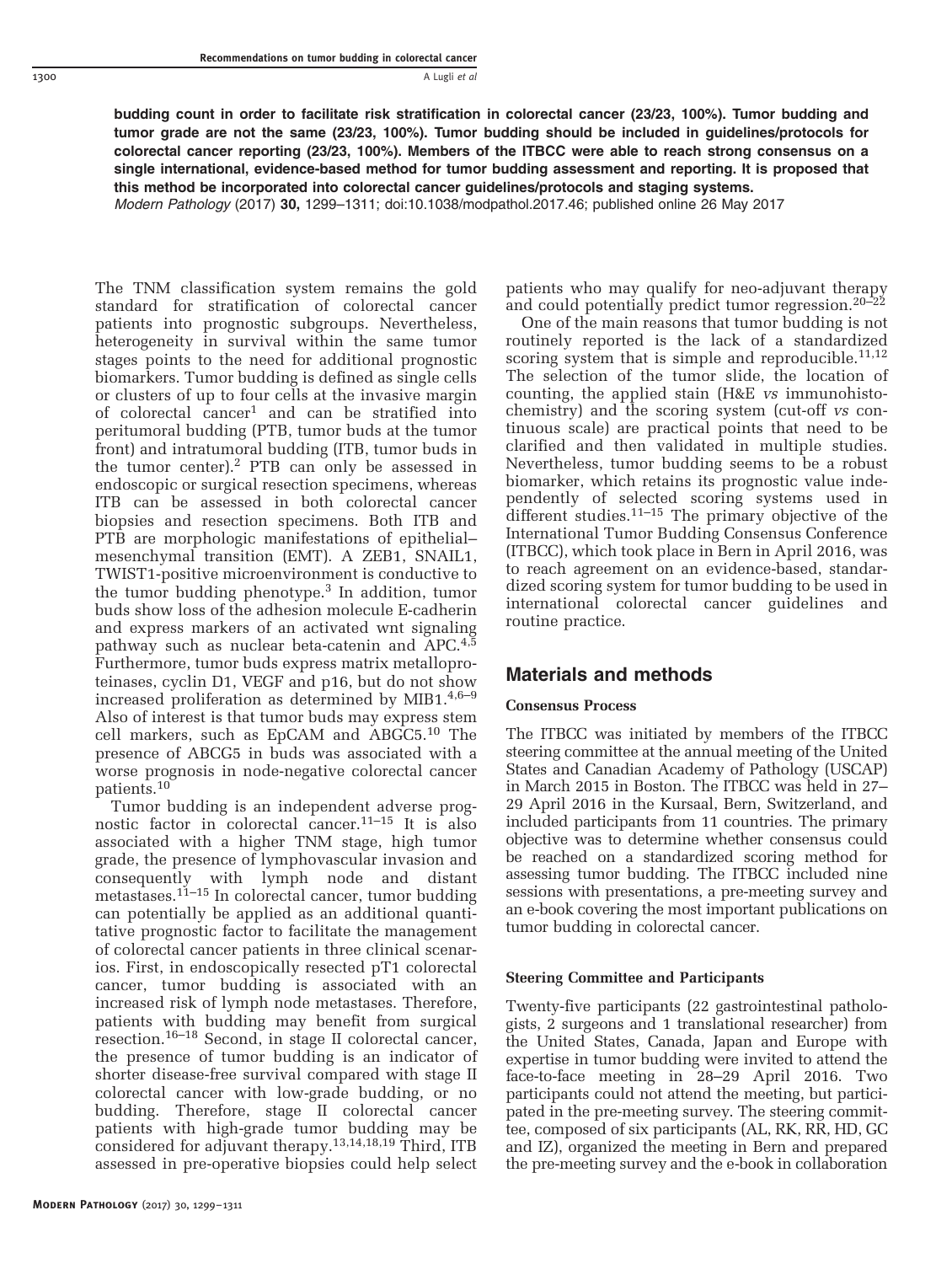**budding count in order to facilitate risk stratification in colorectal cancer (23/23, 100%). Tumor budding and tumor grade are not the same (23/23, 100%). Tumor budding should be included in guidelines/protocols for colorectal cancer reporting (23/23, 100%). Members of the ITBCC were able to reach strong consensus on a single international, evidence-based method for tumor budding assessment and reporting. It is proposed that this method be incorporated into colorectal cancer guidelines/protocols and staging systems.**

*Modern Pathology* (2017) **30,** 1299–1311; doi:10.1038/modpathol.2017.46; published online 26 May 2017

The TNM classification system remains the gold standard for stratification of colorectal cancer patients into prognostic subgroups. Nevertheless, heterogeneity in survival within the same tumor stages points to the need for additional prognostic biomarkers. Tumor budding is defined as single cells or clusters of up to four cells at the invasive margin of colorectal cancer[1] and can be stratified into peritumoral budding (PTB, tumor buds at the tumor front) and intratumoral budding (ITB, tumor buds in the tumor center).[2] PTB can only be assessed in endoscopic or surgical resection specimens, whereas ITB can be assessed in both colorectal cancer biopsies and resection specimens. Both ITB and PTB are morphologic manifestations of epithelial–mesenchymal transition (EMT). A ZEB1, SNAIL1, TWIST1-positive microenvironment is conductive to the tumor budding phenotype.[3] In addition, tumor buds show loss of the adhesion molecule E-cadherin and express markers of an activated wnt signaling pathway such as nuclear beta-catenin and APC.[4,5] Furthermore, tumor buds express matrix metalloproteinases, cyclin D1, VEGF and p16, but do not show increased proliferation as determined by MIB1.[4,6–9] Also of interest is that tumor buds may express stem cell markers, such as EpCAM and ABGC5.[10] The presence of ABCG5 in buds was associated with a worse prognosis in node-negative colorectal cancer patients.[10]

Tumor budding is an independent adverse prognostic factor in colorectal cancer.[11–15] It is also associated with a higher TNM stage, high tumor grade, the presence of lymphovascular invasion and consequently with lymph node and distant metastases.[11–15] In colorectal cancer, tumor budding can potentially be applied as an additional quantitative prognostic factor to facilitate the management of colorectal cancer patients in three clinical scenarios. First, in endoscopically resected pT1 colorectal cancer, tumor budding is associated with an increased risk of lymph node metastases. Therefore, patients with budding may benefit from surgical resection.[16–18] Second, in stage II colorectal cancer, the presence of tumor budding is an indicator of shorter disease-free survival compared with stage II colorectal cancer with low-grade budding, or no budding. Therefore, stage II colorectal cancer patients with high-grade tumor budding may be considered for adjuvant therapy.[13,14,18,19] Third, ITB assessed in pre-operative biopsies could help select patients who may qualify for neo-adjuvant therapy and could potentially predict tumor regression.[20–22]

One of the main reasons that tumor budding is not routinely reported is the lack of a standardized scoring system that is simple and reproducible.[11,12] The selection of the tumor slide, the location of counting, the applied stain (H&E *vs* immunohistochemistry) and the scoring system (cut-off *vs* continuous scale) are practical points that need to be clarified and then validated in multiple studies. Nevertheless, tumor budding seems to be a robust biomarker, which retains its prognostic value independently of selected scoring systems used in different studies.[11–15] The primary objective of the International Tumor Budding Consensus Conference (ITBCC), which took place in Bern in April 2016, was to reach agreement on an evidence-based, standardized scoring system for tumor budding to be used in international colorectal cancer guidelines and routine practice.

## Materials and methods

### Consensus Process

The ITBCC was initiated by members of the ITBCC steering committee at the annual meeting of the United States and Canadian Academy of Pathology (USCAP) in March 2015 in Boston. The ITBCC was held in 27–29 April 2016 in the Kursaal, Bern, Switzerland, and included participants from 11 countries. The primary objective was to determine whether consensus could be reached on a standardized scoring method for assessing tumor budding. The ITBCC included nine sessions with presentations, a pre-meeting survey and an e-book covering the most important publications on tumor budding in colorectal cancer.

### Steering Committee and Participants

Twenty-five participants (22 gastrointestinal pathologists, 2 surgeons and 1 translational researcher) from the United States, Canada, Japan and Europe with expertise in tumor budding were invited to attend the face-to-face meeting in 28–29 April 2016. Two participants could not attend the meeting, but participated in the pre-meeting survey. The steering committee, composed of six participants (AL, RK, RR, HD, GC and IZ), organized the meeting in Bern and prepared the pre-meeting survey and the e-book in collaboration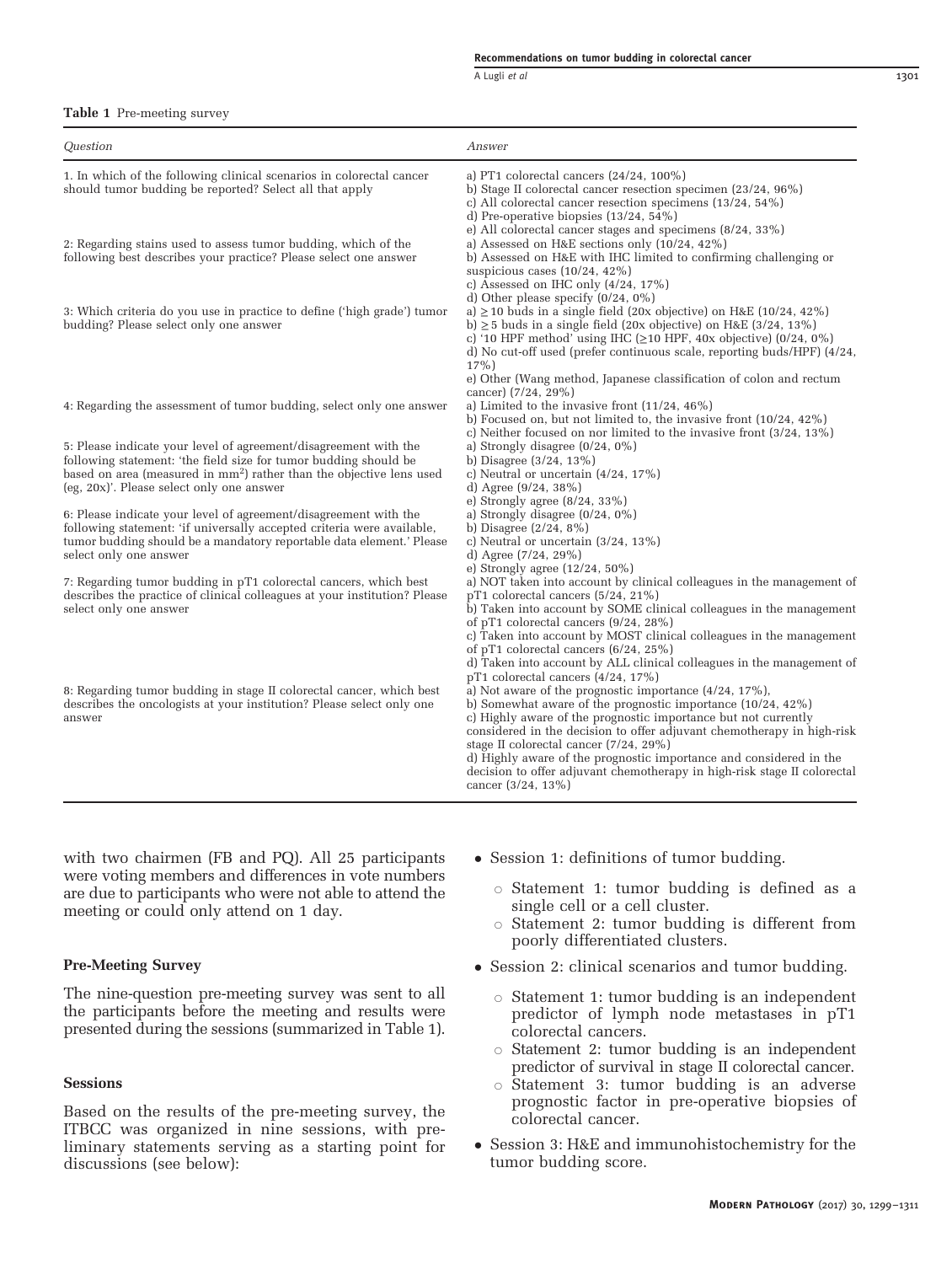**Table 1** Pre-meeting survey

| *Question* | *Answer* |
|---|---|
| 1. In which of the following clinical scenarios in colorectal cancer should tumor budding be reported? Select all that apply | a) PT1 colorectal cancers (24/24, 100%)<br>b) Stage II colorectal cancer resection specimen (23/24, 96%)<br>c) All colorectal cancer resection specimens (13/24, 54%)<br>d) Pre-operative biopsies (13/24, 54%)<br>e) All colorectal cancer stages and specimens (8/24, 33%) |
| 2: Regarding stains used to assess tumor budding, which of the following best describes your practice? Please select one answer | a) Assessed on H&E sections only (10/24, 42%)<br>b) Assessed on H&E with IHC limited to confirming challenging or suspicious cases (10/24, 42%)<br>c) Assessed on IHC only (4/24, 17%)<br>d) Other please specify (0/24, 0%) |
| 3: Which criteria do you use in practice to define ('high grade') tumor budding? Please select only one answer | a) ≥10 buds in a single field (20x objective) on H&E (10/24, 42%)<br>b) ≥5 buds in a single field (20x objective) on H&E (3/24, 13%)<br>c) '10 HPF method' using IHC (≥10 HPF, 40x objective) (0/24, 0%)<br>d) No cut-off used (prefer continuous scale, reporting buds/HPF) (4/24, 17%)<br>e) Other (Wang method, Japanese classification of colon and rectum cancer) (7/24, 29%) |
| 4: Regarding the assessment of tumor budding, select only one answer | a) Limited to the invasive front (11/24, 46%)<br>b) Focused on, but not limited to, the invasive front (10/24, 42%)<br>c) Neither focused on nor limited to the invasive front (3/24, 13%) |
| 5: Please indicate your level of agreement/disagreement with the following statement: 'the field size for tumor budding should be based on area (measured in mm$^2$) rather than the objective lens used (eg, 20x)'. Please select only one answer | a) Strongly disagree (0/24, 0%)<br>b) Disagree (3/24, 13%)<br>c) Neutral or uncertain (4/24, 17%)<br>d) Agree (9/24, 38%)<br>e) Strongly agree (8/24, 33%) |
| 6: Please indicate your level of agreement/disagreement with the following statement: 'if universally accepted criteria were available, tumor budding should be a mandatory reportable data element.' Please select only one answer | a) Strongly disagree (0/24, 0%)<br>b) Disagree (2/24, 8%)<br>c) Neutral or uncertain (3/24, 13%)<br>d) Agree (7/24, 29%)<br>e) Strongly agree (12/24, 50%) |
| 7: Regarding tumor budding in pT1 colorectal cancers, which best describes the practice of clinical colleagues at your institution? Please select only one answer | a) NOT taken into account by clinical colleagues in the management of pT1 colorectal cancers (5/24, 21%)<br>b) Taken into account by SOME clinical colleagues in the management of pT1 colorectal cancers (9/24, 28%)<br>c) Taken into account by MOST clinical colleagues in the management of pT1 colorectal cancers (6/24, 25%)<br>d) Taken into account by ALL clinical colleagues in the management of pT1 colorectal cancers (4/24, 17%) |
| 8: Regarding tumor budding in stage II colorectal cancer, which best describes the oncologists at your institution? Please select only one answer | a) Not aware of the prognostic importance (4/24, 17%),<br>b) Somewhat aware of the prognostic importance (10/24, 42%)<br>c) Highly aware of the prognostic importance but not currently considered in the decision to offer adjuvant chemotherapy in high-risk stage II colorectal cancer (7/24, 29%)<br>d) Highly aware of the prognostic importance and considered in the decision to offer adjuvant chemotherapy in high-risk stage II colorectal cancer (3/24, 13%) |

with two chairmen (FB and PQ). All 25 participants were voting members and differences in vote numbers are due to participants who were not able to attend the meeting or could only attend on 1 day.

### Pre-Meeting Survey

The nine-question pre-meeting survey was sent to all the participants before the meeting and results were presented during the sessions (summarized in Table 1).

### Sessions

Based on the results of the pre-meeting survey, the ITBCC was organized in nine sessions, with preliminary statements serving as a starting point for discussions (see below):

- Session 1: definitions of tumor budding.
  - Statement 1: tumor budding is defined as a single cell or a cell cluster.
  - Statement 2: tumor budding is different from poorly differentiated clusters.
- Session 2: clinical scenarios and tumor budding.
  - Statement 1: tumor budding is an independent predictor of lymph node metastases in pT1 colorectal cancers.
  - Statement 2: tumor budding is an independent predictor of survival in stage II colorectal cancer.
  - Statement 3: tumor budding is an adverse prognostic factor in pre-operative biopsies of colorectal cancer.
- Session 3: H&E and immunohistochemistry for the tumor budding score.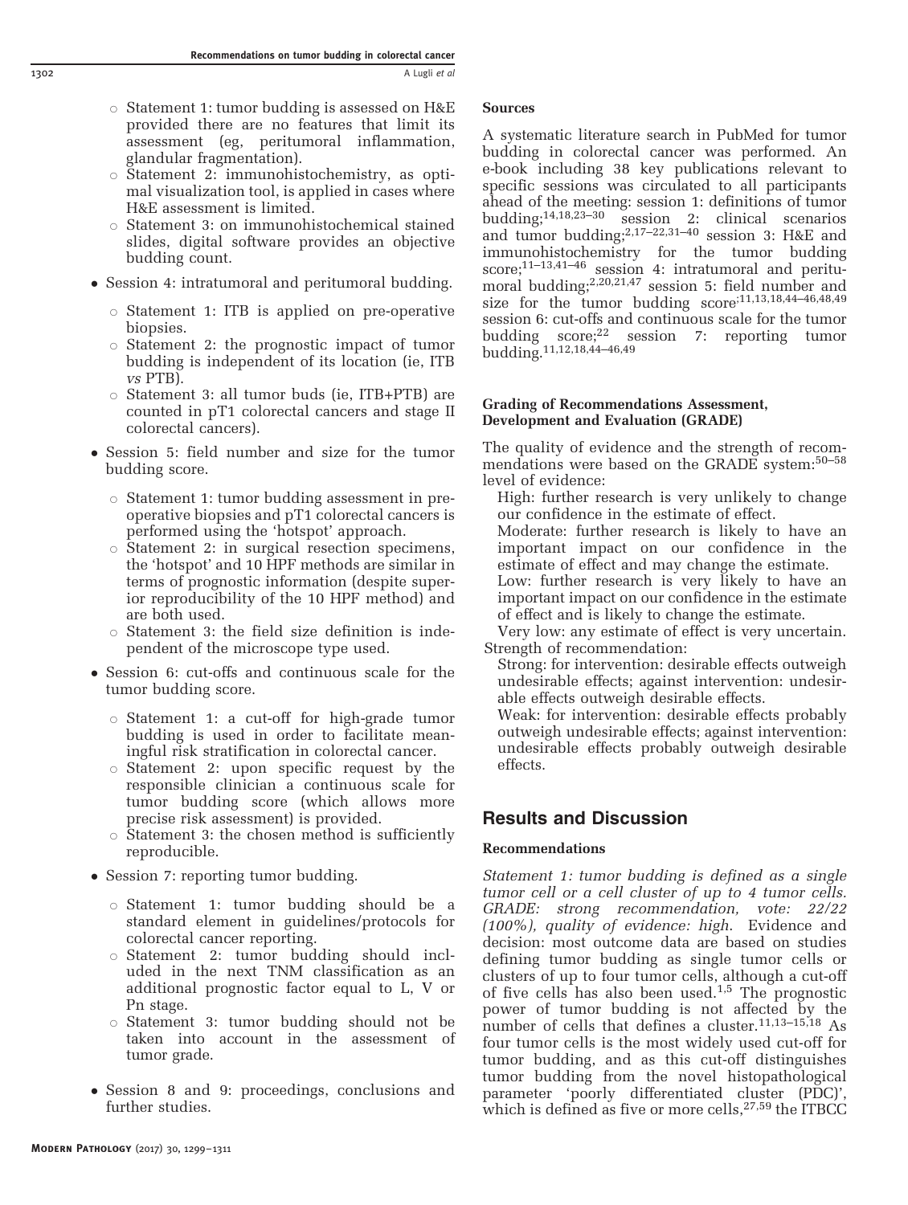- Statement 1: tumor budding is assessed on H&E provided there are no features that limit its assessment (eg, peritumoral inflammation, glandular fragmentation).
  - Statement 2: immunohistochemistry, as optimal visualization tool, is applied in cases where H&E assessment is limited.
  - Statement 3: on immunohistochemical stained slides, digital software provides an objective budding count.
- Session 4: intratumoral and peritumoral budding.
  - Statement 1: ITB is applied on pre-operative biopsies.
  - Statement 2: the prognostic impact of tumor budding is independent of its location (ie, ITB *vs* PTB).
  - Statement 3: all tumor buds (ie, ITB+PTB) are counted in pT1 colorectal cancers and stage II colorectal cancers).
- Session 5: field number and size for the tumor budding score.
  - Statement 1: tumor budding assessment in pre-operative biopsies and pT1 colorectal cancers is performed using the 'hotspot' approach.
  - Statement 2: in surgical resection specimens, the 'hotspot' and 10 HPF methods are similar in terms of prognostic information (despite superior reproducibility of the 10 HPF method) and are both used.
  - Statement 3: the field size definition is independent of the microscope type used.
- Session 6: cut-offs and continuous scale for the tumor budding score.
  - Statement 1: a cut-off for high-grade tumor budding is used in order to facilitate meaningful risk stratification in colorectal cancer.
  - Statement 2: upon specific request by the responsible clinician a continuous scale for tumor budding score (which allows more precise risk assessment) is provided.
  - Statement 3: the chosen method is sufficiently reproducible.
- Session 7: reporting tumor budding.
  - Statement 1: tumor budding should be a standard element in guidelines/protocols for colorectal cancer reporting.
  - Statement 2: tumor budding should included in the next TNM classification as an additional prognostic factor equal to L, V or Pn stage.
  - Statement 3: tumor budding should not be taken into account in the assessment of tumor grade.
- Session 8 and 9: proceedings, conclusions and further studies.

### Sources

A systematic literature search in PubMed for tumor budding in colorectal cancer was performed. An e-book including 38 key publications relevant to specific sessions was circulated to all participants ahead of the meeting: session 1: definitions of tumor budding;[14,18,23–30] session 2: clinical scenarios and tumor budding;[2,17–22,31–40] session 3: H&E and immunohistochemistry for the tumor budding score;[11–13,41–46] session 4: intratumoral and peritumoral budding;[2,20,21,47] session 5: field number and size for the tumor budding score[11,13,18,44–46,48,49] session 6: cut-offs and continuous scale for the tumor budding score;[22] session 7: reporting tumor budding.[11,12,18,44–46,49]

### Grading of Recommendations Assessment, Development and Evaluation (GRADE)

The quality of evidence and the strength of recommendations were based on the GRADE system:[50–58] level of evidence:

High: further research is very unlikely to change our confidence in the estimate of effect.

Moderate: further research is likely to have an important impact on our confidence in the estimate of effect and may change the estimate.

Low: further research is very likely to have an important impact on our confidence in the estimate of effect and is likely to change the estimate.

Very low: any estimate of effect is very uncertain.

Strength of recommendation:

Strong: for intervention: desirable effects outweigh undesirable effects; against intervention: undesirable effects outweigh desirable effects.

Weak: for intervention: desirable effects probably outweigh undesirable effects; against intervention: undesirable effects probably outweigh desirable effects.

## Results and Discussion

### Recommendations

*Statement 1: tumor budding is defined as a single tumor cell or a cell cluster of up to 4 tumor cells. GRADE: strong recommendation, vote: 22/22 (100%), quality of evidence: high.* Evidence and decision: most outcome data are based on studies defining tumor budding as single tumor cells or clusters of up to four tumor cells, although a cut-off of five cells has also been used.[1,5] The prognostic power of tumor budding is not affected by the number of cells that defines a cluster.[11,13–15,18] As four tumor cells is the most widely used cut-off for tumor budding, and as this cut-off distinguishes tumor budding from the novel histopathological parameter 'poorly differentiated cluster (PDC)', which is defined as five or more cells,[27,59] the ITBCC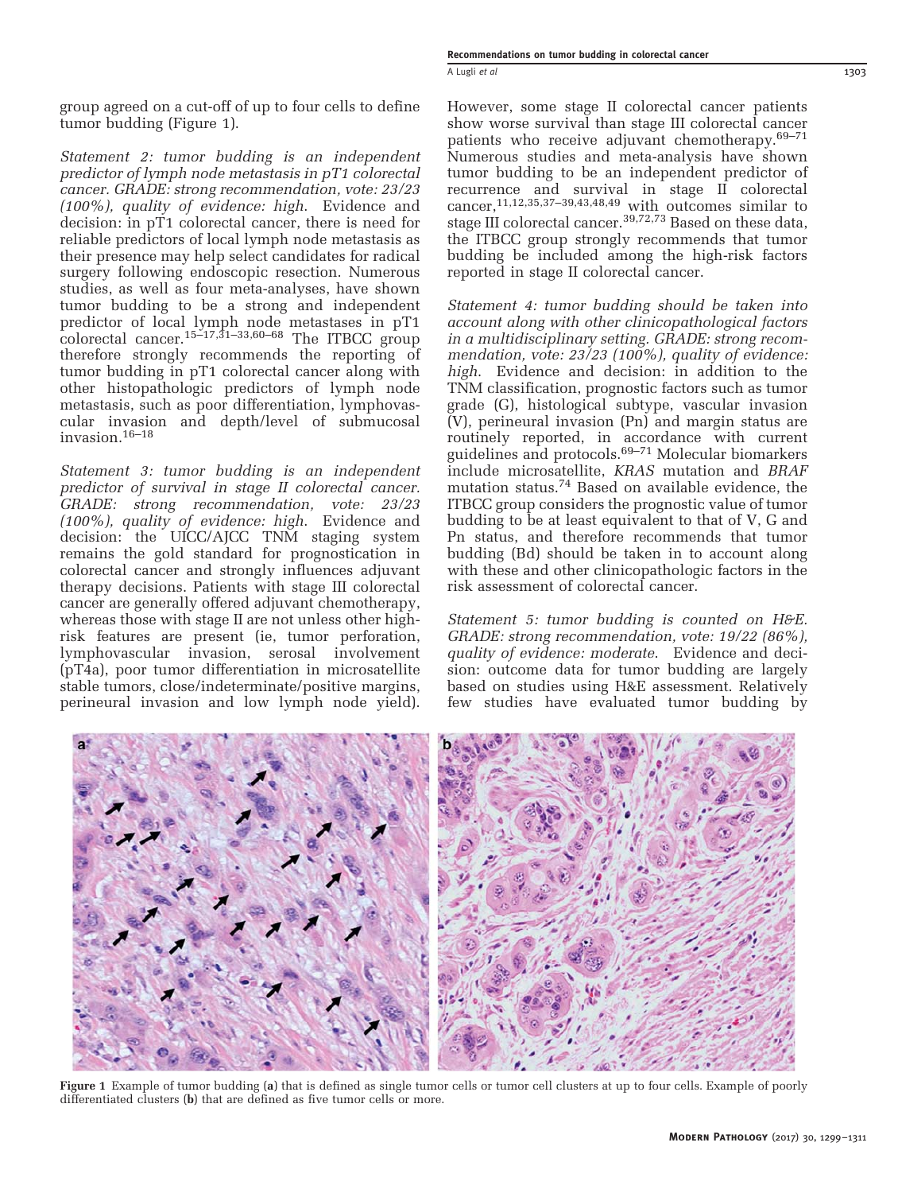group agreed on a cut-off of up to four cells to define tumor budding (Figure 1).

*Statement 2: tumor budding is an independent predictor of lymph node metastasis in pT1 colorectal cancer. GRADE: strong recommendation, vote: 23/23 (100%), quality of evidence: high.* Evidence and decision: in pT1 colorectal cancer, there is need for reliable predictors of local lymph node metastasis as their presence may help select candidates for radical surgery following endoscopic resection. Numerous studies, as well as four meta-analyses, have shown tumor budding to be a strong and independent predictor of local lymph node metastases in pT1 colorectal cancer.[15–17,31–33,60–68] The ITBCC group therefore strongly recommends the reporting of tumor budding in pT1 colorectal cancer along with other histopathologic predictors of lymph node metastasis, such as poor differentiation, lymphovascular invasion and depth/level of submucosal invasion.[16–18]

*Statement 3: tumor budding is an independent predictor of survival in stage II colorectal cancer. GRADE: strong recommendation, vote: 23/23 (100%), quality of evidence: high.* Evidence and decision: the UICC/AJCC TNM staging system remains the gold standard for prognostication in colorectal cancer and strongly influences adjuvant therapy decisions. Patients with stage III colorectal cancer are generally offered adjuvant chemotherapy, whereas those with stage II are not unless other high-risk features are present (ie, tumor perforation, lymphovascular invasion, serosal involvement (pT4a), poor tumor differentiation in microsatellite stable tumors, close/indeterminate/positive margins, perineural invasion and low lymph node yield). However, some stage II colorectal cancer patients show worse survival than stage III colorectal cancer patients who receive adjuvant chemotherapy.[69–71] Numerous studies and meta-analysis have shown tumor budding to be an independent predictor of recurrence and survival in stage II colorectal cancer,[11,12,35,37–39,43,48,49] with outcomes similar to stage III colorectal cancer.[39,72,73] Based on these data, the ITBCC group strongly recommends that tumor budding be included among the high-risk factors reported in stage II colorectal cancer.

*Statement 4: tumor budding should be taken into account along with other clinicopathological factors in a multidisciplinary setting. GRADE: strong recommendation, vote: 23/23 (100%), quality of evidence: high.* Evidence and decision: in addition to the TNM classification, prognostic factors such as tumor grade (G), histological subtype, vascular invasion (V), perineural invasion (Pn) and margin status are routinely reported, in accordance with current guidelines and protocols.[69–71] Molecular biomarkers include microsatellite, *KRAS* mutation and *BRAF* mutation status.[74] Based on available evidence, the ITBCC group considers the prognostic value of tumor budding to be at least equivalent to that of V, G and Pn status, and therefore recommends that tumor budding (Bd) should be taken in to account along with these and other clinicopathologic factors in the risk assessment of colorectal cancer.

*Statement 5: tumor budding is counted on H&E. GRADE: strong recommendation, vote: 19/22 (86%), quality of evidence: moderate.* Evidence and decision: outcome data for tumor budding are largely based on studies using H&E assessment. Relatively few studies have evaluated tumor budding by

**Figure 1** Example of tumor budding (**a**) that is defined as single tumor cells or tumor cell clusters at up to four cells. Example of poorly differentiated clusters (**b**) that are defined as five tumor cells or more.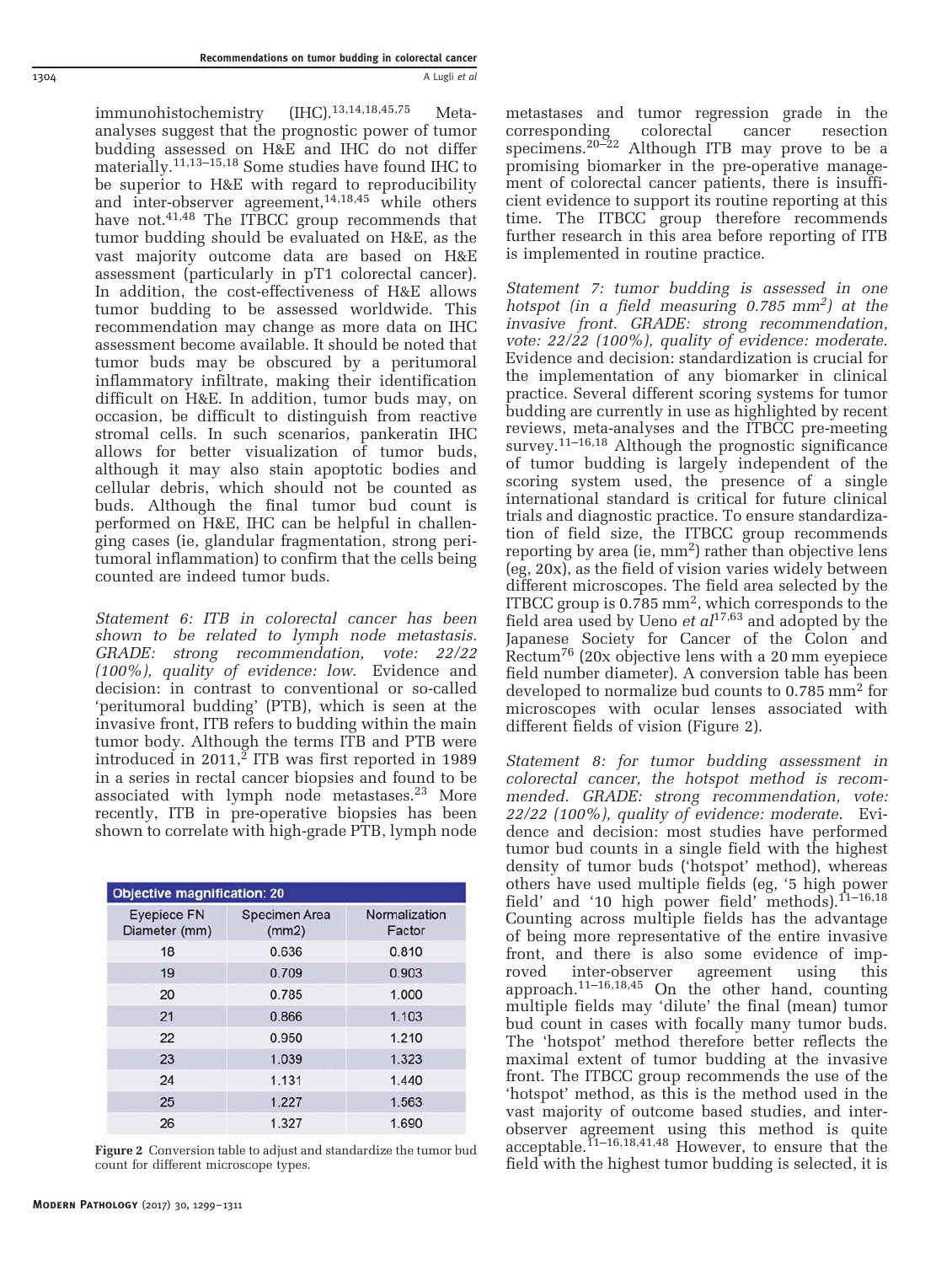immunohistochemistry (IHC).[13,14,18,45,75] Meta-analyses suggest that the prognostic power of tumor budding assessed on H&E and IHC do not differ materially.[11,13–15,18] Some studies have found IHC to be superior to H&E with regard to reproducibility and inter-observer agreement,[14,18,45] while others have not.[41,48] The ITBCC group recommends that tumor budding should be evaluated on H&E, as the vast majority outcome data are based on H&E assessment (particularly in pT1 colorectal cancer). In addition, the cost-effectiveness of H&E allows tumor budding to be assessed worldwide. This recommendation may change as more data on IHC assessment become available. It should be noted that tumor buds may be obscured by a peritumoral inflammatory infiltrate, making their identification difficult on H&E. In addition, tumor buds may, on occasion, be difficult to distinguish from reactive stromal cells. In such scenarios, pankeratin IHC allows for better visualization of tumor buds, although it may also stain apoptotic bodies and cellular debris, which should not be counted as buds. Although the final tumor bud count is performed on H&E, IHC can be helpful in challenging cases (ie, glandular fragmentation, strong peritumoral inflammation) to confirm that the cells being counted are indeed tumor buds.

*Statement 6: ITB in colorectal cancer has been shown to be related to lymph node metastasis. GRADE: strong recommendation, vote: 22/22 (100%), quality of evidence: low.* Evidence and decision: in contrast to conventional or so-called 'peritumoral budding' (PTB), which is seen at the invasive front, ITB refers to budding within the main tumor body. Although the terms ITB and PTB were introduced in 2011,[2] ITB was first reported in 1989 in a series in rectal cancer biopsies and found to be associated with lymph node metastases.[23] More recently, ITB in pre-operative biopsies has been shown to correlate with high-grade PTB, lymph node metastases and tumor regression grade in the corresponding colorectal cancer resection specimens.[20–22] Although ITB may prove to be a promising biomarker in the pre-operative management of colorectal cancer patients, there is insufficient evidence to support its routine reporting at this time. The ITBCC group therefore recommends further research in this area before reporting of ITB is implemented in routine practice.

*Statement 7: tumor budding is assessed in one hotspot (in a field measuring 0.785 mm²) at the invasive front. GRADE: strong recommendation, vote: 22/22 (100%), quality of evidence: moderate.* Evidence and decision: standardization is crucial for the implementation of any biomarker in clinical practice. Several different scoring systems for tumor budding are currently in use as highlighted by recent reviews, meta-analyses and the ITBCC pre-meeting survey.[11–16,18] Although the prognostic significance of tumor budding is largely independent of the scoring system used, the presence of a single international standard is critical for future clinical trials and diagnostic practice. To ensure standardization of field size, the ITBCC group recommends reporting by area (ie, mm²) rather than objective lens (eg, 20x), as the field of vision varies widely between different microscopes. The field area selected by the ITBCC group is 0.785 mm², which corresponds to the field area used by Ueno *et al*[17,63] and adopted by the Japanese Society for Cancer of the Colon and Rectum[76] (20x objective lens with a 20 mm eyepiece field number diameter). A conversion table has been developed to normalize bud counts to 0.785 mm² for microscopes with ocular lenses associated with different fields of vision (Figure 2).

| Objective magnification: 20 | | |
|---|---|---|
| Eyepiece FN Diameter (mm) | Specimen Area (mm2) | Normalization Factor |
| 18 | 0.636 | 0.810 |
| 19 | 0.709 | 0.903 |
| 20 | 0.785 | 1.000 |
| 21 | 0.866 | 1.103 |
| 22 | 0.950 | 1.210 |
| 23 | 1.039 | 1.323 |
| 24 | 1.131 | 1.440 |
| 25 | 1.227 | 1.563 |
| 26 | 1.327 | 1.690 |

**Figure 2** Conversion table to adjust and standardize the tumor bud count for different microscope types.

*Statement 8: for tumor budding assessment in colorectal cancer, the hotspot method is recommended. GRADE: strong recommendation, vote: 22/22 (100%), quality of evidence: moderate.* Evidence and decision: most studies have performed tumor bud counts in a single field with the highest density of tumor buds ('hotspot' method), whereas others have used multiple fields (eg, '5 high power field' and '10 high power field' methods).[11–16,18] Counting across multiple fields has the advantage of being more representative of the entire invasive front, and there is also some evidence of improved inter-observer agreement using this approach.[11–16,18,45] On the other hand, counting multiple fields may 'dilute' the final (mean) tumor bud count in cases with focally many tumor buds. The 'hotspot' method therefore better reflects the maximal extent of tumor budding at the invasive front. The ITBCC group recommends the use of the 'hotspot' method, as this is the method used in the vast majority of outcome based studies, and inter-observer agreement using this method is quite acceptable.[11–16,18,41,48] However, to ensure that the field with the highest tumor budding is selected, it is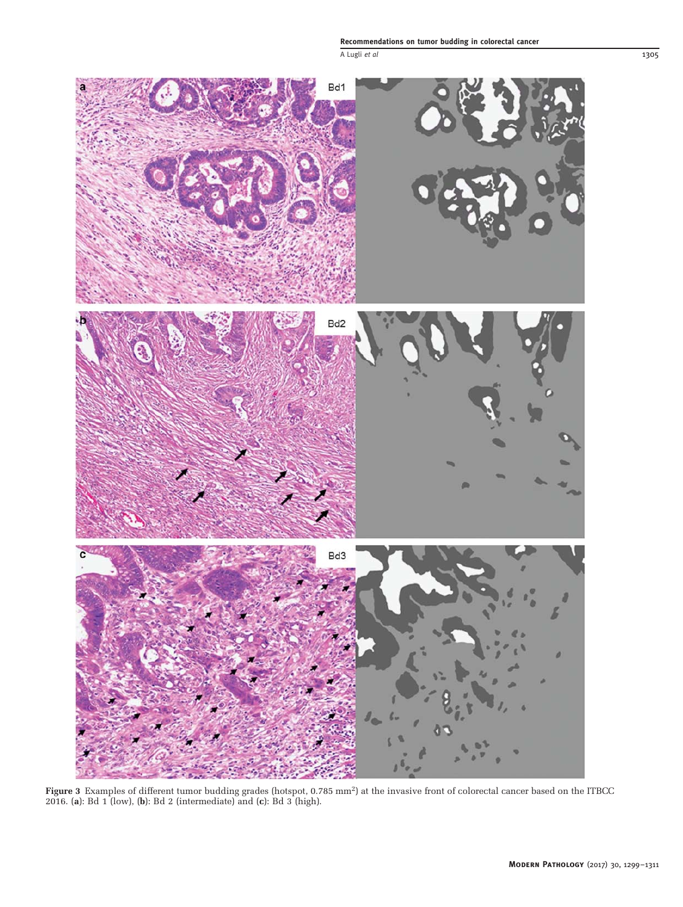**Figure 3** Examples of different tumor budding grades (hotspot, 0.785 mm$^2$) at the invasive front of colorectal cancer based on the ITBCC 2016. (**a**): Bd 1 (low), (**b**): Bd 2 (intermediate) and (**c**): Bd 3 (high).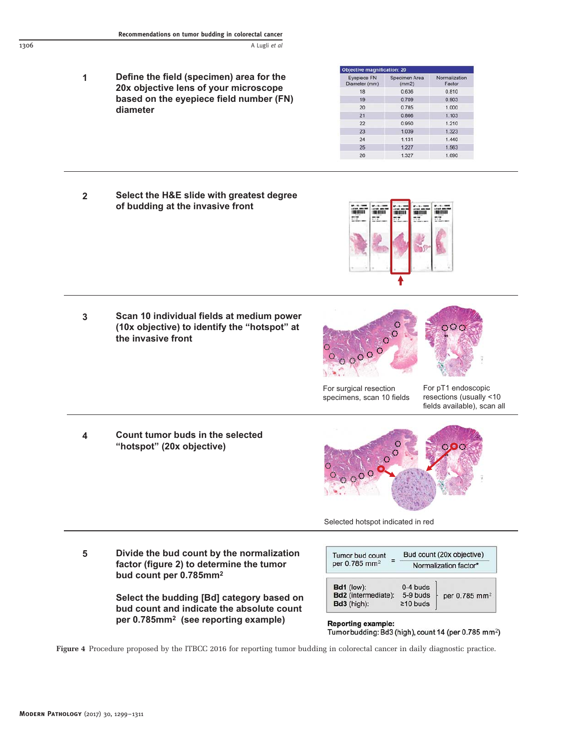**1** **Define the field (specimen) area for the 20x objective lens of your microscope based on the eyepiece field number (FN) diameter**

| Objective magnification: 20 | | |
|---|---|---|
| Eyepiece FN Diameter (mm) | Specimen Area (mm2) | Normalization Factor |
| 18 | 0.636 | 0.810 |
| 19 | 0.709 | 0.903 |
| 20 | 0.785 | 1.000 |
| 21 | 0.866 | 1.103 |
| 22 | 0.950 | 1.210 |
| 23 | 1.039 | 1.323 |
| 24 | 1.131 | 1.440 |
| 25 | 1.227 | 1.563 |
| 26 | 1.327 | 1.690 |

**2** **Select the H&E slide with greatest degree of budding at the invasive front**

**3** **Scan 10 individual fields at medium power (10x objective) to identify the "hotspot" at the invasive front**

For surgical resection specimens, scan 10 fields

For pT1 endoscopic resections (usually <10 fields available), scan all

**4** **Count tumor buds in the selected "hotspot" (20x objective)**

Selected hotspot indicated in red

**5** **Divide the bud count by the normalization factor (figure 2) to determine the tumor bud count per 0.785mm²**

**Select the budding [Bd] category based on bud count and indicate the absolute count per 0.785mm² (see reporting example)**

$$\text{Tumor bud count per } 0.785\ \text{mm}^2 = \frac{\text{Bud count (20x objective)}}{\text{Normalization factor*}}$$

| | | |
|---|---|---|
| **Bd1** (low): | 0-4 buds | per 0.785 mm² |
| **Bd2** (intermediate): | 5-9 buds | |
| **Bd3** (high): | ≥10 buds | |

**Reporting example:**
Tumor budding: Bd3 (high), count 14 (per 0.785 mm²)

**Figure 4** Procedure proposed by the ITBCC 2016 for reporting tumor budding in colorectal cancer in daily diagnostic practice.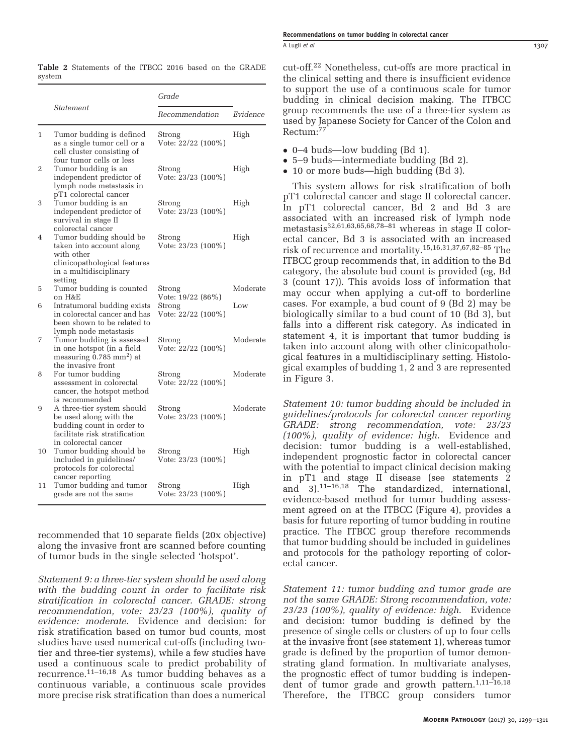**Table 2** Statements of the ITBCC 2016 based on the GRADE system

| | Statement | Grade | |
|---|---|---|---|
| | | Recommendation | Evidence |
| 1 | Tumor budding is defined as a single tumor cell or a cell cluster consisting of four tumor cells or less | Strong Vote: 22/22 (100%) | High |
| 2 | Tumor budding is an independent predictor of lymph node metastasis in pT1 colorectal cancer | Strong Vote: 23/23 (100%) | High |
| 3 | Tumor budding is an independent predictor of survival in stage II colorectal cancer | Strong Vote: 23/23 (100%) | High |
| 4 | Tumor budding should be taken into account along with other clinicopathological features in a multidisciplinary setting | Strong Vote: 23/23 (100%) | High |
| 5 | Tumor budding is counted on H&E | Strong Vote: 19/22 (86%) | Moderate |
| 6 | Intratumoral budding exists in colorectal cancer and has been shown to be related to lymph node metastasis | Strong Vote: 22/22 (100%) | Low |
| 7 | Tumor budding is assessed in one hotspot (in a field measuring 0.785 mm$^2$) at the invasive front | Strong Vote: 22/22 (100%) | Moderate |
| 8 | For tumor budding assessment in colorectal cancer, the hotspot method is recommended | Strong Vote: 22/22 (100%) | Moderate |
| 9 | A three-tier system should be used along with the budding count in order to facilitate risk stratification in colorectal cancer | Strong Vote: 23/23 (100%) | Moderate |
| 10 | Tumor budding should be included in guidelines/ protocols for colorectal cancer reporting | Strong Vote: 23/23 (100%) | High |
| 11 | Tumor budding and tumor grade are not the same | Strong Vote: 23/23 (100%) | High |

recommended that 10 separate fields (20x objective) along the invasive front are scanned before counting of tumor buds in the single selected 'hotspot'.

*Statement 9: a three-tier system should be used along with the budding count in order to facilitate risk stratification in colorectal cancer. GRADE: strong recommendation, vote: 23/23 (100%), quality of evidence: moderate*. Evidence and decision: for risk stratification based on tumor bud counts, most studies have used numerical cut-offs (including two-tier and three-tier systems), while a few studies have used a continuous scale to predict probability of recurrence.[11–16,18] As tumor budding behaves as a continuous variable, a continuous scale provides more precise risk stratification than does a numerical cut-off.[22] Nonetheless, cut-offs are more practical in the clinical setting and there is insufficient evidence to support the use of a continuous scale for tumor budding in clinical decision making. The ITBCC group recommends the use of a three-tier system as used by Japanese Society for Cancer of the Colon and Rectum:[77]

- 0–4 buds—low budding (Bd 1).
- 5–9 buds—intermediate budding (Bd 2).
- 10 or more buds—high budding (Bd 3).

This system allows for risk stratification of both pT1 colorectal cancer and stage II colorectal cancer. In pT1 colorectal cancer, Bd 2 and Bd 3 are associated with an increased risk of lymph node metastasis[32,61,63,65,68,78–81] whereas in stage II colorectal cancer, Bd 3 is associated with an increased risk of recurrence and mortality.[15,16,31,37,67,82–85] The ITBCC group recommends that, in addition to the Bd category, the absolute bud count is provided (eg, Bd 3 (count 17)). This avoids loss of information that may occur when applying a cut-off to borderline cases. For example, a bud count of 9 (Bd 2) may be biologically similar to a bud count of 10 (Bd 3), but falls into a different risk category. As indicated in statement 4, it is important that tumor budding is taken into account along with other clinicopathological features in a multidisciplinary setting. Histological examples of budding 1, 2 and 3 are represented in Figure 3.

*Statement 10: tumor budding should be included in guidelines/protocols for colorectal cancer reporting GRADE: strong recommendation, vote: 23/23 (100%), quality of evidence: high*. Evidence and decision: tumor budding is a well-established, independent prognostic factor in colorectal cancer with the potential to impact clinical decision making in pT1 and stage II disease (see statements 2 and 3).[11–16,18] The standardized, international, evidence-based method for tumor budding assessment agreed on at the ITBCC (Figure 4), provides a basis for future reporting of tumor budding in routine practice. The ITBCC group therefore recommends that tumor budding should be included in guidelines and protocols for the pathology reporting of colorectal cancer.

*Statement 11: tumor budding and tumor grade are not the same GRADE: Strong recommendation, vote: 23/23 (100%), quality of evidence: high*. Evidence and decision: tumor budding is defined by the presence of single cells or clusters of up to four cells at the invasive front (see statement 1), whereas tumor grade is defined by the proportion of tumor demonstrating gland formation. In multivariate analyses, the prognostic effect of tumor budding is independent of tumor grade and growth pattern.[1,11–16,18] Therefore, the ITBCC group considers tumor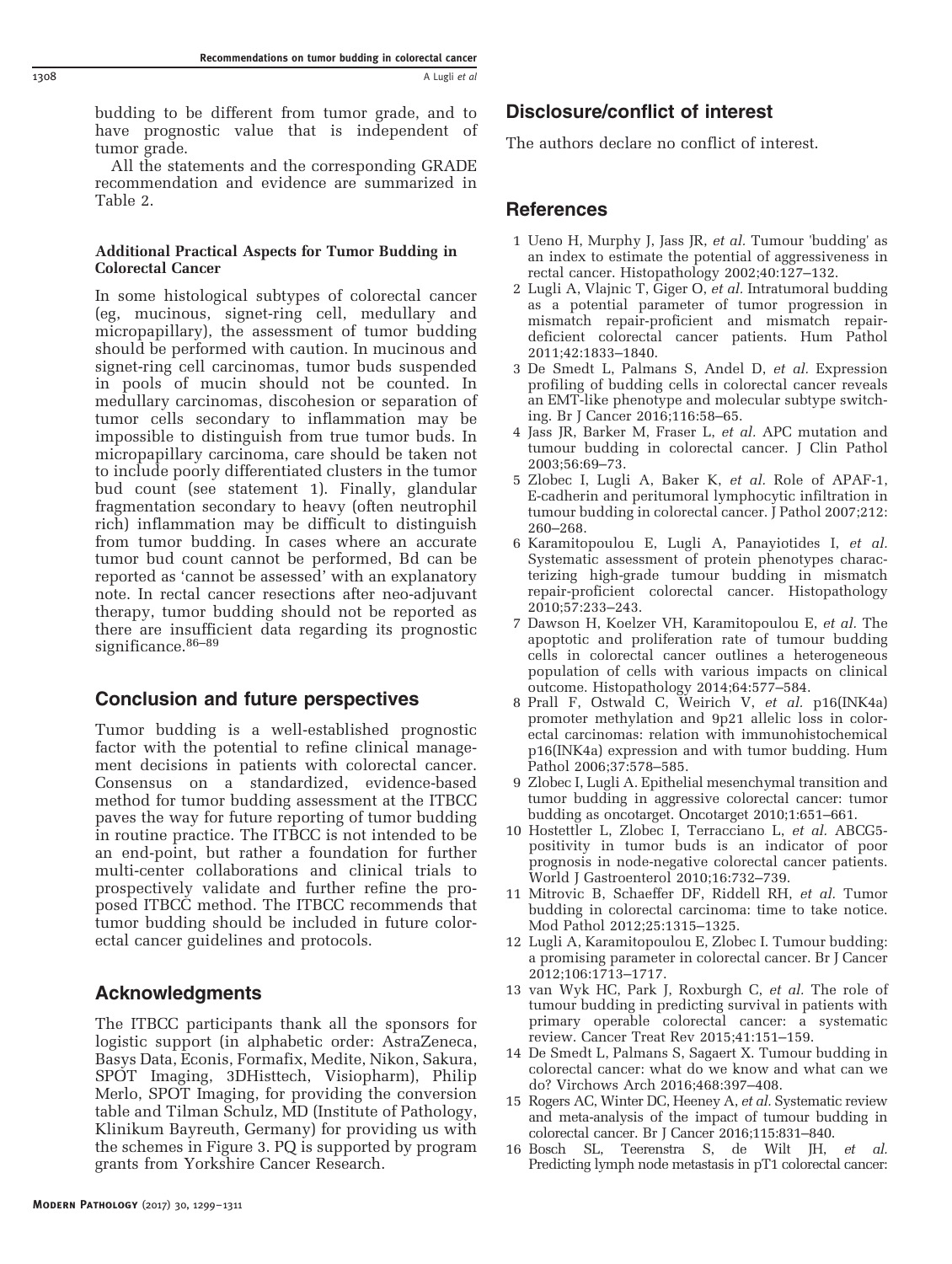budding to be different from tumor grade, and to have prognostic value that is independent of tumor grade.

All the statements and the corresponding GRADE recommendation and evidence are summarized in Table 2.

#### Additional Practical Aspects for Tumor Budding in Colorectal Cancer

In some histological subtypes of colorectal cancer (eg, mucinous, signet-ring cell, medullary and micropapillary), the assessment of tumor budding should be performed with caution. In mucinous and signet-ring cell carcinomas, tumor buds suspended in pools of mucin should not be counted. In medullary carcinomas, discohesion or separation of tumor cells secondary to inflammation may be impossible to distinguish from true tumor buds. In micropapillary carcinoma, care should be taken not to include poorly differentiated clusters in the tumor bud count (see statement 1). Finally, glandular fragmentation secondary to heavy (often neutrophil rich) inflammation may be difficult to distinguish from tumor budding. In cases where an accurate tumor bud count cannot be performed, Bd can be reported as 'cannot be assessed' with an explanatory note. In rectal cancer resections after neo-adjuvant therapy, tumor budding should not be reported as there are insufficient data regarding its prognostic significance.[86–89]

## Conclusion and future perspectives

Tumor budding is a well-established prognostic factor with the potential to refine clinical management decisions in patients with colorectal cancer. Consensus on a standardized, evidence-based method for tumor budding assessment at the ITBCC paves the way for future reporting of tumor budding in routine practice. The ITBCC is not intended to be an end-point, but rather a foundation for further multi-center collaborations and clinical trials to prospectively validate and further refine the proposed ITBCC method. The ITBCC recommends that tumor budding should be included in future colorectal cancer guidelines and protocols.

## Acknowledgments

The ITBCC participants thank all the sponsors for logistic support (in alphabetic order: AstraZeneca, Basys Data, Econis, Formafix, Medite, Nikon, Sakura, SPOT Imaging, 3DHisttech, Visiopharm), Philip Merlo, SPOT Imaging, for providing the conversion table and Tilman Schulz, MD (Institute of Pathology, Klinikum Bayreuth, Germany) for providing us with the schemes in Figure 3. PQ is supported by program grants from Yorkshire Cancer Research.

## Disclosure/conflict of interest

The authors declare no conflict of interest.

## References

1. Ueno H, Murphy J, Jass JR, *et al.* Tumour 'budding' as an index to estimate the potential of aggressiveness in rectal cancer. Histopathology 2002;40:127–132.
2. Lugli A, Vlajnic T, Giger O, *et al.* Intratumoral budding as a potential parameter of tumor progression in mismatch repair-proficient and mismatch repair-deficient colorectal cancer patients. Hum Pathol 2011;42:1833–1840.
3. De Smedt L, Palmans S, Andel D, *et al.* Expression profiling of budding cells in colorectal cancer reveals an EMT-like phenotype and molecular subtype switching. Br J Cancer 2016;116:58–65.
4. Jass JR, Barker M, Fraser L, *et al.* APC mutation and tumour budding in colorectal cancer. J Clin Pathol 2003;56:69–73.
5. Zlobec I, Lugli A, Baker K, *et al.* Role of APAF-1, E-cadherin and peritumoral lymphocytic infiltration in tumour budding in colorectal cancer. J Pathol 2007;212: 260–268.
6. Karamitopoulou E, Lugli A, Panayiotides I, *et al.* Systematic assessment of protein phenotypes characterizing high-grade tumour budding in mismatch repair-proficient colorectal cancer. Histopathology 2010;57:233–243.
7. Dawson H, Koelzer VH, Karamitopoulou E, *et al.* The apoptotic and proliferation rate of tumour budding cells in colorectal cancer outlines a heterogeneous population of cells with various impacts on clinical outcome. Histopathology 2014;64:577–584.
8. Prall F, Ostwald C, Weirich V, *et al.* p16(INK4a) promoter methylation and 9p21 allelic loss in colorectal carcinomas: relation with immunohistochemical p16(INK4a) expression and with tumor budding. Hum Pathol 2006;37:578–585.
9. Zlobec I, Lugli A. Epithelial mesenchymal transition and tumor budding in aggressive colorectal cancer: tumor budding as oncotarget. Oncotarget 2010;1:651–661.
10. Hostettler L, Zlobec I, Terracciano L, *et al.* ABCG5-positivity in tumor buds is an indicator of poor prognosis in node-negative colorectal cancer patients. World J Gastroenterol 2010;16:732–739.
11. Mitrovic B, Schaeffer DF, Riddell RH, *et al.* Tumor budding in colorectal carcinoma: time to take notice. Mod Pathol 2012;25:1315–1325.
12. Lugli A, Karamitopoulou E, Zlobec I. Tumour budding: a promising parameter in colorectal cancer. Br J Cancer 2012;106:1713–1717.
13. van Wyk HC, Park J, Roxburgh C, *et al.* The role of tumour budding in predicting survival in patients with primary operable colorectal cancer: a systematic review. Cancer Treat Rev 2015;41:151–159.
14. De Smedt L, Palmans S, Sagaert X. Tumour budding in colorectal cancer: what do we know and what can we do? Virchows Arch 2016;468:397–408.
15. Rogers AC, Winter DC, Heeney A, *et al.* Systematic review and meta-analysis of the impact of tumour budding in colorectal cancer. Br J Cancer 2016;115:831–840.
16. Bosch SL, Teerenstra S, de Wilt JH, *et al.* Predicting lymph node metastasis in pT1 colorectal cancer: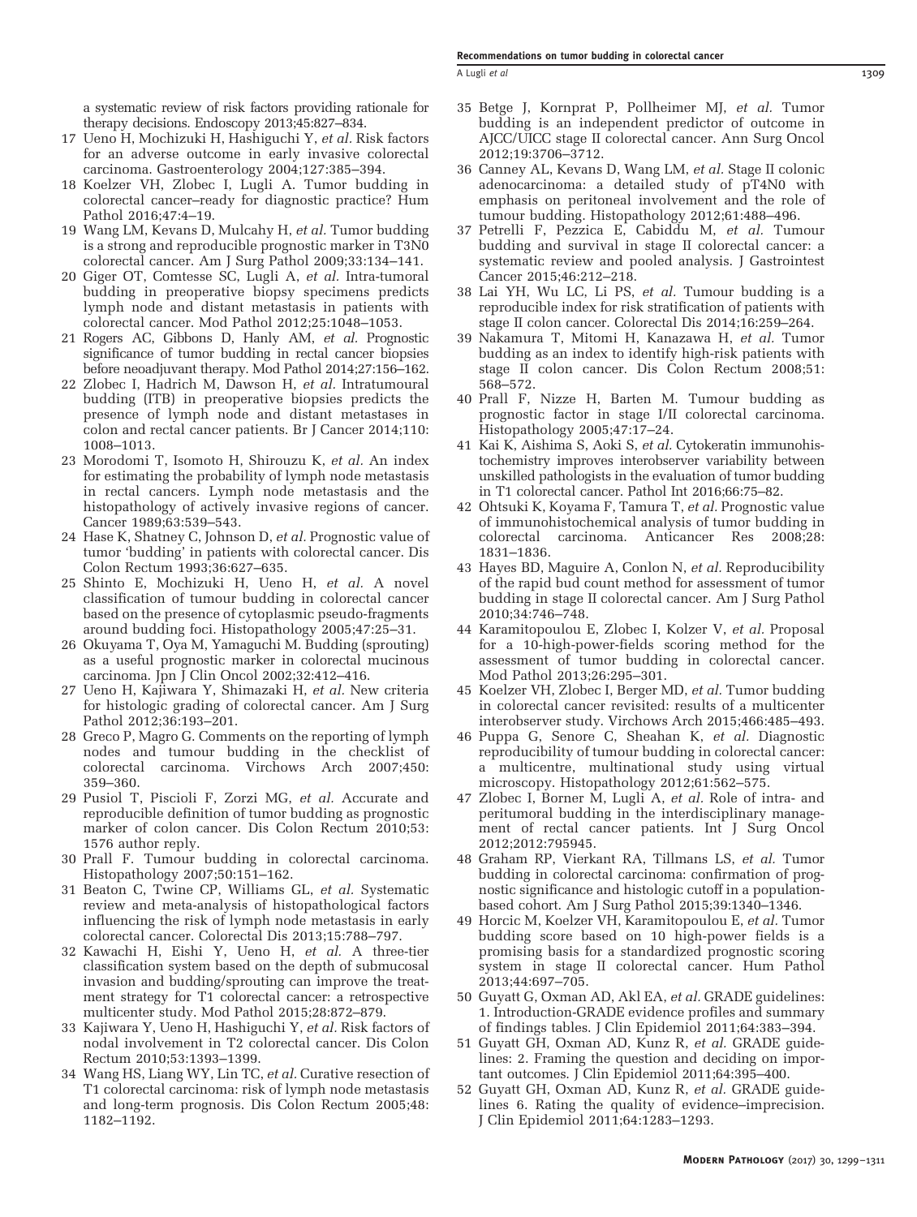a systematic review of risk factors providing rationale for therapy decisions. Endoscopy 2013;45:827–834.

17 Ueno H, Mochizuki H, Hashiguchi Y, *et al.* Risk factors for an adverse outcome in early invasive colorectal carcinoma. Gastroenterology 2004;127:385–394.

18 Koelzer VH, Zlobec I, Lugli A. Tumor budding in colorectal cancer–ready for diagnostic practice? Hum Pathol 2016;47:4–19.

19 Wang LM, Kevans D, Mulcahy H, *et al.* Tumor budding is a strong and reproducible prognostic marker in T3N0 colorectal cancer. Am J Surg Pathol 2009;33:134–141.

20 Giger OT, Comtesse SC, Lugli A, *et al.* Intra-tumoral budding in preoperative biopsy specimens predicts lymph node and distant metastasis in patients with colorectal cancer. Mod Pathol 2012;25:1048–1053.

21 Rogers AC, Gibbons D, Hanly AM, *et al.* Prognostic significance of tumor budding in rectal cancer biopsies before neoadjuvant therapy. Mod Pathol 2014;27:156–162.

22 Zlobec I, Hadrich M, Dawson H, *et al.* Intratumoural budding (ITB) in preoperative biopsies predicts the presence of lymph node and distant metastases in colon and rectal cancer patients. Br J Cancer 2014;110: 1008–1013.

23 Morodomi T, Isomoto H, Shirouzu K, *et al.* An index for estimating the probability of lymph node metastasis in rectal cancers. Lymph node metastasis and the histopathology of actively invasive regions of cancer. Cancer 1989;63:539–543.

24 Hase K, Shatney C, Johnson D, *et al.* Prognostic value of tumor 'budding' in patients with colorectal cancer. Dis Colon Rectum 1993;36:627–635.

25 Shinto E, Mochizuki H, Ueno H, *et al.* A novel classification of tumour budding in colorectal cancer based on the presence of cytoplasmic pseudo-fragments around budding foci. Histopathology 2005;47:25–31.

26 Okuyama T, Oya M, Yamaguchi M. Budding (sprouting) as a useful prognostic marker in colorectal mucinous carcinoma. Jpn J Clin Oncol 2002;32:412–416.

27 Ueno H, Kajiwara Y, Shimazaki H, *et al.* New criteria for histologic grading of colorectal cancer. Am J Surg Pathol 2012;36:193–201.

28 Greco P, Magro G. Comments on the reporting of lymph nodes and tumour budding in the checklist of colorectal carcinoma. Virchows Arch 2007;450: 359–360.

29 Pusiol T, Piscioli F, Zorzi MG, *et al.* Accurate and reproducible definition of tumor budding as prognostic marker of colon cancer. Dis Colon Rectum 2010;53: 1576 author reply.

30 Prall F. Tumour budding in colorectal carcinoma. Histopathology 2007;50:151–162.

31 Beaton C, Twine CP, Williams GL, *et al.* Systematic review and meta-analysis of histopathological factors influencing the risk of lymph node metastasis in early colorectal cancer. Colorectal Dis 2013;15:788–797.

32 Kawachi H, Eishi Y, Ueno H, *et al.* A three-tier classification system based on the depth of submucosal invasion and budding/sprouting can improve the treatment strategy for T1 colorectal cancer: a retrospective multicenter study. Mod Pathol 2015;28:872–879.

33 Kajiwara Y, Ueno H, Hashiguchi Y, *et al.* Risk factors of nodal involvement in T2 colorectal cancer. Dis Colon Rectum 2010;53:1393–1399.

34 Wang HS, Liang WY, Lin TC, *et al.* Curative resection of T1 colorectal carcinoma: risk of lymph node metastasis and long-term prognosis. Dis Colon Rectum 2005;48: 1182–1192.

35 Betge J, Kornprat P, Pollheimer MJ, *et al.* Tumor budding is an independent predictor of outcome in AJCC/UICC stage II colorectal cancer. Ann Surg Oncol 2012;19:3706–3712.

36 Canney AL, Kevans D, Wang LM, *et al.* Stage II colonic adenocarcinoma: a detailed study of pT4N0 with emphasis on peritoneal involvement and the role of tumour budding. Histopathology 2012;61:488–496.

37 Petrelli F, Pezzica E, Cabiddu M, *et al.* Tumour budding and survival in stage II colorectal cancer: a systematic review and pooled analysis. J Gastrointest Cancer 2015;46:212–218.

38 Lai YH, Wu LC, Li PS, *et al.* Tumour budding is a reproducible index for risk stratification of patients with stage II colon cancer. Colorectal Dis 2014;16:259–264.

39 Nakamura T, Mitomi H, Kanazawa H, *et al.* Tumor budding as an index to identify high-risk patients with stage II colon cancer. Dis Colon Rectum 2008;51: 568–572.

40 Prall F, Nizze H, Barten M. Tumour budding as prognostic factor in stage I/II colorectal carcinoma. Histopathology 2005;47:17–24.

41 Kai K, Aishima S, Aoki S, *et al.* Cytokeratin immunohistochemistry improves interobserver variability between unskilled pathologists in the evaluation of tumor budding in T1 colorectal cancer. Pathol Int 2016;66:75–82.

42 Ohtsuki K, Koyama F, Tamura T, *et al.* Prognostic value of immunohistochemical analysis of tumor budding in colorectal carcinoma. Anticancer Res 2008;28: 1831–1836.

43 Hayes BD, Maguire A, Conlon N, *et al.* Reproducibility of the rapid bud count method for assessment of tumor budding in stage II colorectal cancer. Am J Surg Pathol 2010;34:746–748.

44 Karamitopoulou E, Zlobec I, Kolzer V, *et al.* Proposal for a 10-high-power-fields scoring method for the assessment of tumor budding in colorectal cancer. Mod Pathol 2013;26:295–301.

45 Koelzer VH, Zlobec I, Berger MD, *et al.* Tumor budding in colorectal cancer revisited: results of a multicenter interobserver study. Virchows Arch 2015;466:485–493.

46 Puppa G, Senore C, Sheahan K, *et al.* Diagnostic reproducibility of tumour budding in colorectal cancer: a multicentre, multinational study using virtual microscopy. Histopathology 2012;61:562–575.

47 Zlobec I, Borner M, Lugli A, *et al.* Role of intra- and peritumoral budding in the interdisciplinary management of rectal cancer patients. Int J Surg Oncol 2012;2012:795945.

48 Graham RP, Vierkant RA, Tillmans LS, *et al.* Tumor budding in colorectal carcinoma: confirmation of prognostic significance and histologic cutoff in a population-based cohort. Am J Surg Pathol 2015;39:1340–1346.

49 Horcic M, Koelzer VH, Karamitopoulou E, *et al.* Tumor budding score based on 10 high-power fields is a promising basis for a standardized prognostic scoring system in stage II colorectal cancer. Hum Pathol 2013;44:697–705.

50 Guyatt G, Oxman AD, Akl EA, *et al.* GRADE guidelines: 1. Introduction-GRADE evidence profiles and summary of findings tables. J Clin Epidemiol 2011;64:383–394.

51 Guyatt GH, Oxman AD, Kunz R, *et al.* GRADE guidelines: 2. Framing the question and deciding on important outcomes. J Clin Epidemiol 2011;64:395–400.

52 Guyatt GH, Oxman AD, Kunz R, *et al.* GRADE guidelines 6. Rating the quality of evidence–imprecision. J Clin Epidemiol 2011;64:1283–1293.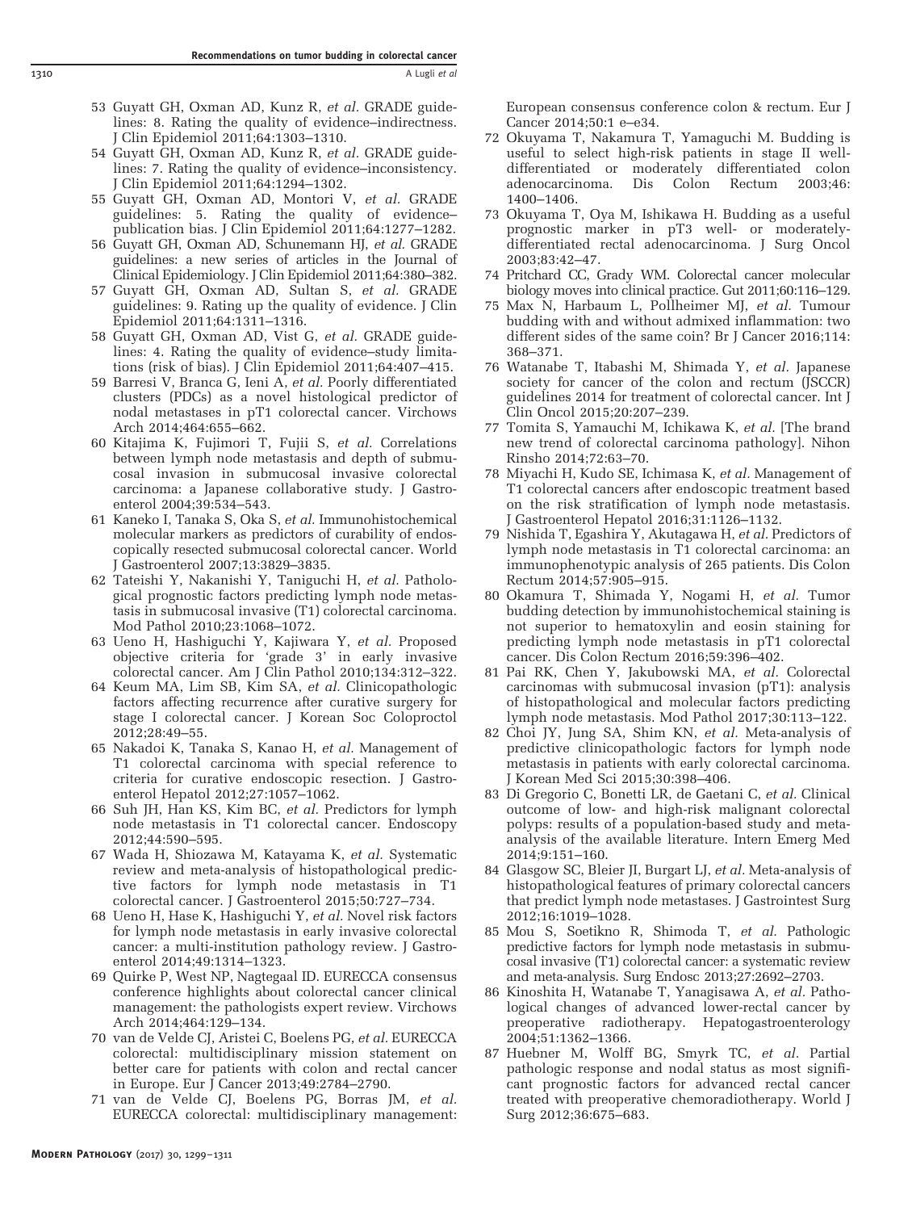53 Guyatt GH, Oxman AD, Kunz R, *et al.* GRADE guidelines: 8. Rating the quality of evidence–indirectness. J Clin Epidemiol 2011;64:1303–1310.

54 Guyatt GH, Oxman AD, Kunz R, *et al.* GRADE guidelines: 7. Rating the quality of evidence–inconsistency. J Clin Epidemiol 2011;64:1294–1302.

55 Guyatt GH, Oxman AD, Montori V, *et al.* GRADE guidelines: 5. Rating the quality of evidence–publication bias. J Clin Epidemiol 2011;64:1277–1282.

56 Guyatt GH, Oxman AD, Schunemann HJ, *et al.* GRADE guidelines: a new series of articles in the Journal of Clinical Epidemiology. J Clin Epidemiol 2011;64:380–382.

57 Guyatt GH, Oxman AD, Sultan S, *et al.* GRADE guidelines: 9. Rating up the quality of evidence. J Clin Epidemiol 2011;64:1311–1316.

58 Guyatt GH, Oxman AD, Vist G, *et al.* GRADE guidelines: 4. Rating the quality of evidence–study limitations (risk of bias). J Clin Epidemiol 2011;64:407–415.

59 Barresi V, Branca G, Ieni A, *et al.* Poorly differentiated clusters (PDCs) as a novel histological predictor of nodal metastases in pT1 colorectal cancer. Virchows Arch 2014;464:655–662.

60 Kitajima K, Fujimori T, Fujii S, *et al.* Correlations between lymph node metastasis and depth of submucosal invasion in submucosal invasive colorectal carcinoma: a Japanese collaborative study. J Gastroenterol 2004;39:534–543.

61 Kaneko I, Tanaka S, Oka S, *et al.* Immunohistochemical molecular markers as predictors of curability of endoscopically resected submucosal colorectal cancer. World J Gastroenterol 2007;13:3829–3835.

62 Tateishi Y, Nakanishi Y, Taniguchi H, *et al.* Pathological prognostic factors predicting lymph node metastasis in submucosal invasive (T1) colorectal carcinoma. Mod Pathol 2010;23:1068–1072.

63 Ueno H, Hashiguchi Y, Kajiwara Y, *et al.* Proposed objective criteria for 'grade 3' in early invasive colorectal cancer. Am J Clin Pathol 2010;134:312–322.

64 Keum MA, Lim SB, Kim SA, *et al.* Clinicopathologic factors affecting recurrence after curative surgery for stage I colorectal cancer. J Korean Soc Coloproctol 2012;28:49–55.

65 Nakadoi K, Tanaka S, Kanao H, *et al.* Management of T1 colorectal carcinoma with special reference to criteria for curative endoscopic resection. J Gastroenterol Hepatol 2012;27:1057–1062.

66 Suh JH, Han KS, Kim BC, *et al.* Predictors for lymph node metastasis in T1 colorectal cancer. Endoscopy 2012;44:590–595.

67 Wada H, Shiozawa M, Katayama K, *et al.* Systematic review and meta-analysis of histopathological predictive factors for lymph node metastasis in T1 colorectal cancer. J Gastroenterol 2015;50:727–734.

68 Ueno H, Hase K, Hashiguchi Y, *et al.* Novel risk factors for lymph node metastasis in early invasive colorectal cancer: a multi-institution pathology review. J Gastroenterol 2014;49:1314–1323.

69 Quirke P, West NP, Nagtegaal ID. EURECCA consensus conference highlights about colorectal cancer clinical management: the pathologists expert review. Virchows Arch 2014;464:129–134.

70 van de Velde CJ, Aristei C, Boelens PG, *et al.* EURECCA colorectal: multidisciplinary mission statement on better care for patients with colon and rectal cancer in Europe. Eur J Cancer 2013;49:2784–2790.

71 van de Velde CJ, Boelens PG, Borras JM, *et al.* EURECCA colorectal: multidisciplinary management: European consensus conference colon & rectum. Eur J Cancer 2014;50:1 e–e34.

72 Okuyama T, Nakamura T, Yamaguchi M. Budding is useful to select high-risk patients in stage II well-differentiated or moderately differentiated colon adenocarcinoma. Dis Colon Rectum 2003;46: 1400–1406.

73 Okuyama T, Oya M, Ishikawa H. Budding as a useful prognostic marker in pT3 well- or moderately-differentiated rectal adenocarcinoma. J Surg Oncol 2003;83:42–47.

74 Pritchard CC, Grady WM. Colorectal cancer molecular biology moves into clinical practice. Gut 2011;60:116–129.

75 Max N, Harbaum L, Pollheimer MJ, *et al.* Tumour budding with and without admixed inflammation: two different sides of the same coin? Br J Cancer 2016;114: 368–371.

76 Watanabe T, Itabashi M, Shimada Y, *et al.* Japanese society for cancer of the colon and rectum (JSCCR) guidelines 2014 for treatment of colorectal cancer. Int J Clin Oncol 2015;20:207–239.

77 Tomita S, Yamauchi M, Ichikawa K, *et al.* [The brand new trend of colorectal carcinoma pathology]. Nihon Rinsho 2014;72:63–70.

78 Miyachi H, Kudo SE, Ichimasa K, *et al.* Management of T1 colorectal cancers after endoscopic treatment based on the risk stratification of lymph node metastasis. J Gastroenterol Hepatol 2016;31:1126–1132.

79 Nishida T, Egashira Y, Akutagawa H, *et al.* Predictors of lymph node metastasis in T1 colorectal carcinoma: an immunophenotypic analysis of 265 patients. Dis Colon Rectum 2014;57:905–915.

80 Okamura T, Shimada Y, Nogami H, *et al.* Tumor budding detection by immunohistochemical staining is not superior to hematoxylin and eosin staining for predicting lymph node metastasis in pT1 colorectal cancer. Dis Colon Rectum 2016;59:396–402.

81 Pai RK, Chen Y, Jakubowski MA, *et al.* Colorectal carcinomas with submucosal invasion (pT1): analysis of histopathological and molecular factors predicting lymph node metastasis. Mod Pathol 2017;30:113–122.

82 Choi JY, Jung SA, Shim KN, *et al.* Meta-analysis of predictive clinicopathologic factors for lymph node metastasis in patients with early colorectal carcinoma. J Korean Med Sci 2015;30:398–406.

83 Di Gregorio C, Bonetti LR, de Gaetani C, *et al.* Clinical outcome of low- and high-risk malignant colorectal polyps: results of a population-based study and meta-analysis of the available literature. Intern Emerg Med 2014;9:151–160.

84 Glasgow SC, Bleier JI, Burgart LJ, *et al.* Meta-analysis of histopathological features of primary colorectal cancers that predict lymph node metastases. J Gastrointest Surg 2012;16:1019–1028.

85 Mou S, Soetikno R, Shimoda T, *et al.* Pathologic predictive factors for lymph node metastasis in submucosal invasive (T1) colorectal cancer: a systematic review and meta-analysis. Surg Endosc 2013;27:2692–2703.

86 Kinoshita H, Watanabe T, Yanagisawa A, *et al.* Pathological changes of advanced lower-rectal cancer by preoperative radiotherapy. Hepatogastroenterology 2004;51:1362–1366.

87 Huebner M, Wolff BG, Smyrk TC, *et al.* Partial pathologic response and nodal status as most significant prognostic factors for advanced rectal cancer treated with preoperative chemoradiotherapy. World J Surg 2012;36:675–683.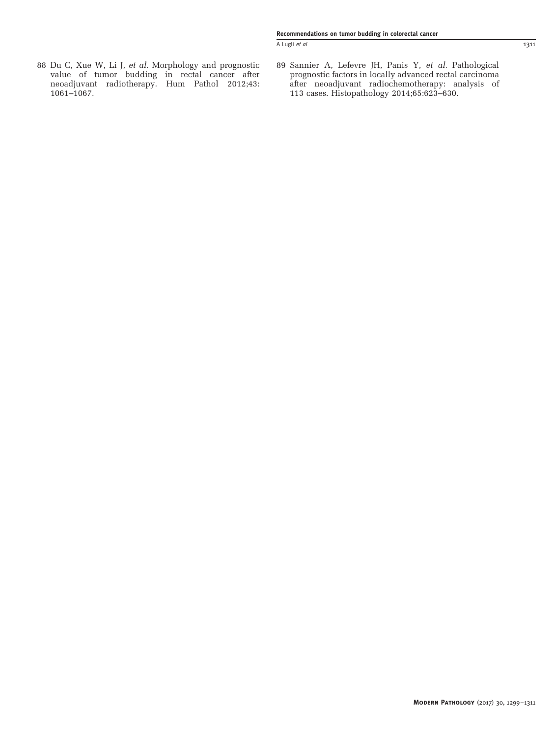88 Du C, Xue W, Li J, *et al.* Morphology and prognostic value of tumor budding in rectal cancer after neoadjuvant radiotherapy. Hum Pathol 2012;43: 1061–1067.

89 Sannier A, Lefevre JH, Panis Y, *et al.* Pathological prognostic factors in locally advanced rectal carcinoma after neoadjuvant radiochemotherapy: analysis of 113 cases. Histopathology 2014;65:623–630.